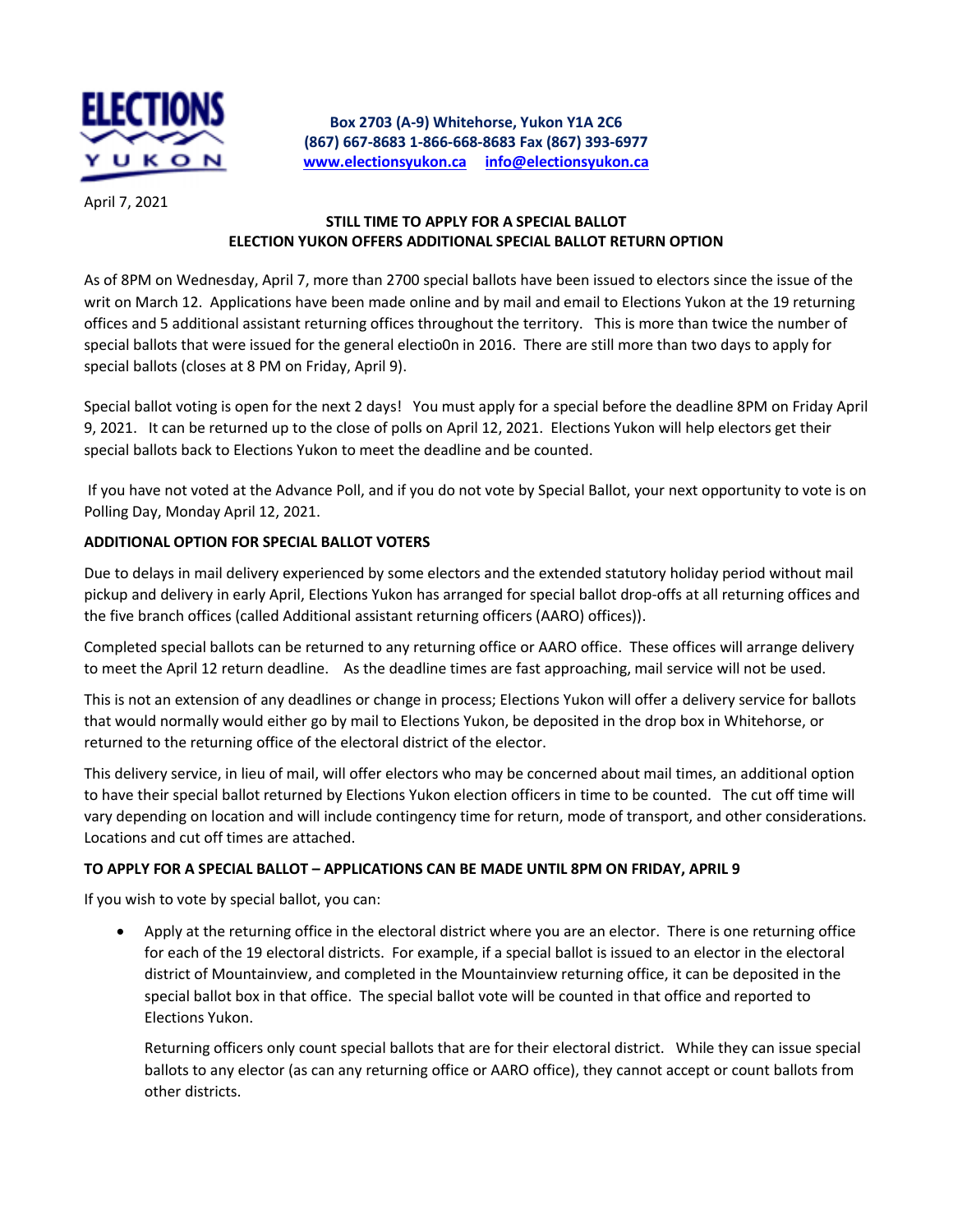**ELECTIONS YUKON**

**Box 2703 (A-9) Whitehorse, Yukon Y1A 2C6**
**(867) 667-8683 1-866-668-8683 Fax (867) 393-6977**
**www.electionsyukon.ca info@electionsyukon.ca**

April 7, 2021

**STILL TIME TO APPLY FOR A SPECIAL BALLOT**
**ELECTION YUKON OFFERS ADDITIONAL SPECIAL BALLOT RETURN OPTION**

As of 8PM on Wednesday, April 7, more than 2700 special ballots have been issued to electors since the issue of the writ on March 12. Applications have been made online and by mail and email to Elections Yukon at the 19 returning offices and 5 additional assistant returning offices throughout the territory. This is more than twice the number of special ballots that were issued for the general electio0n in 2016. There are still more than two days to apply for special ballots (closes at 8 PM on Friday, April 9).

Special ballot voting is open for the next 2 days! You must apply for a special before the deadline 8PM on Friday April 9, 2021. It can be returned up to the close of polls on April 12, 2021. Elections Yukon will help electors get their special ballots back to Elections Yukon to meet the deadline and be counted.

If you have not voted at the Advance Poll, and if you do not vote by Special Ballot, your next opportunity to vote is on Polling Day, Monday April 12, 2021.

**ADDITIONAL OPTION FOR SPECIAL BALLOT VOTERS**

Due to delays in mail delivery experienced by some electors and the extended statutory holiday period without mail pickup and delivery in early April, Elections Yukon has arranged for special ballot drop-offs at all returning offices and the five branch offices (called Additional assistant returning officers (AARO) offices)).

Completed special ballots can be returned to any returning office or AARO office. These offices will arrange delivery to meet the April 12 return deadline. As the deadline times are fast approaching, mail service will not be used.

This is not an extension of any deadlines or change in process; Elections Yukon will offer a delivery service for ballots that would normally would either go by mail to Elections Yukon, be deposited in the drop box in Whitehorse, or returned to the returning office of the electoral district of the elector.

This delivery service, in lieu of mail, will offer electors who may be concerned about mail times, an additional option to have their special ballot returned by Elections Yukon election officers in time to be counted. The cut off time will vary depending on location and will include contingency time for return, mode of transport, and other considerations. Locations and cut off times are attached.

**TO APPLY FOR A SPECIAL BALLOT – APPLICATIONS CAN BE MADE UNTIL 8PM ON FRIDAY, APRIL 9**

If you wish to vote by special ballot, you can:

- Apply at the returning office in the electoral district where you are an elector. There is one returning office for each of the 19 electoral districts. For example, if a special ballot is issued to an elector in the electoral district of Mountainview, and completed in the Mountainview returning office, it can be deposited in the special ballot box in that office. The special ballot vote will be counted in that office and reported to Elections Yukon.

  Returning officers only count special ballots that are for their electoral district. While they can issue special ballots to any elector (as can any returning office or AARO office), they cannot accept or count ballots from other districts.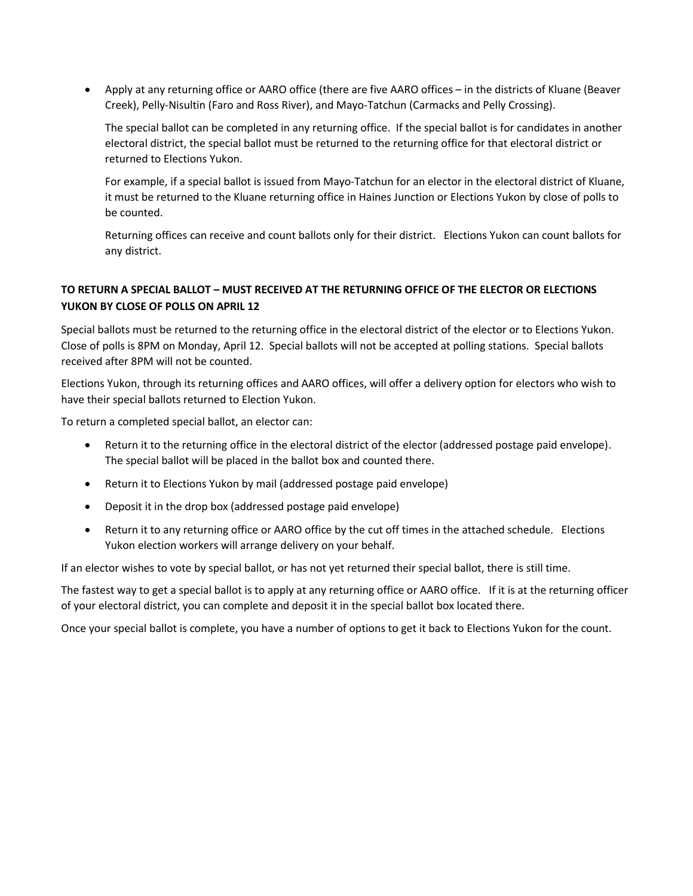- Apply at any returning office or AARO office (there are five AARO offices – in the districts of Kluane (Beaver Creek), Pelly-Nisultin (Faro and Ross River), and Mayo-Tatchun (Carmacks and Pelly Crossing).

  The special ballot can be completed in any returning office. If the special ballot is for candidates in another electoral district, the special ballot must be returned to the returning office for that electoral district or returned to Elections Yukon.

  For example, if a special ballot is issued from Mayo-Tatchun for an elector in the electoral district of Kluane, it must be returned to the Kluane returning office in Haines Junction or Elections Yukon by close of polls to be counted.

  Returning offices can receive and count ballots only for their district. Elections Yukon can count ballots for any district.

**TO RETURN A SPECIAL BALLOT – MUST RECEIVED AT THE RETURNING OFFICE OF THE ELECTOR OR ELECTIONS YUKON BY CLOSE OF POLLS ON APRIL 12**

Special ballots must be returned to the returning office in the electoral district of the elector or to Elections Yukon. Close of polls is 8PM on Monday, April 12. Special ballots will not be accepted at polling stations. Special ballots received after 8PM will not be counted.

Elections Yukon, through its returning offices and AARO offices, will offer a delivery option for electors who wish to have their special ballots returned to Election Yukon.

To return a completed special ballot, an elector can:

- Return it to the returning office in the electoral district of the elector (addressed postage paid envelope). The special ballot will be placed in the ballot box and counted there.
- Return it to Elections Yukon by mail (addressed postage paid envelope)
- Deposit it in the drop box (addressed postage paid envelope)
- Return it to any returning office or AARO office by the cut off times in the attached schedule. Elections Yukon election workers will arrange delivery on your behalf.

If an elector wishes to vote by special ballot, or has not yet returned their special ballot, there is still time.

The fastest way to get a special ballot is to apply at any returning office or AARO office. If it is at the returning officer of your electoral district, you can complete and deposit it in the special ballot box located there.

Once your special ballot is complete, you have a number of options to get it back to Elections Yukon for the count.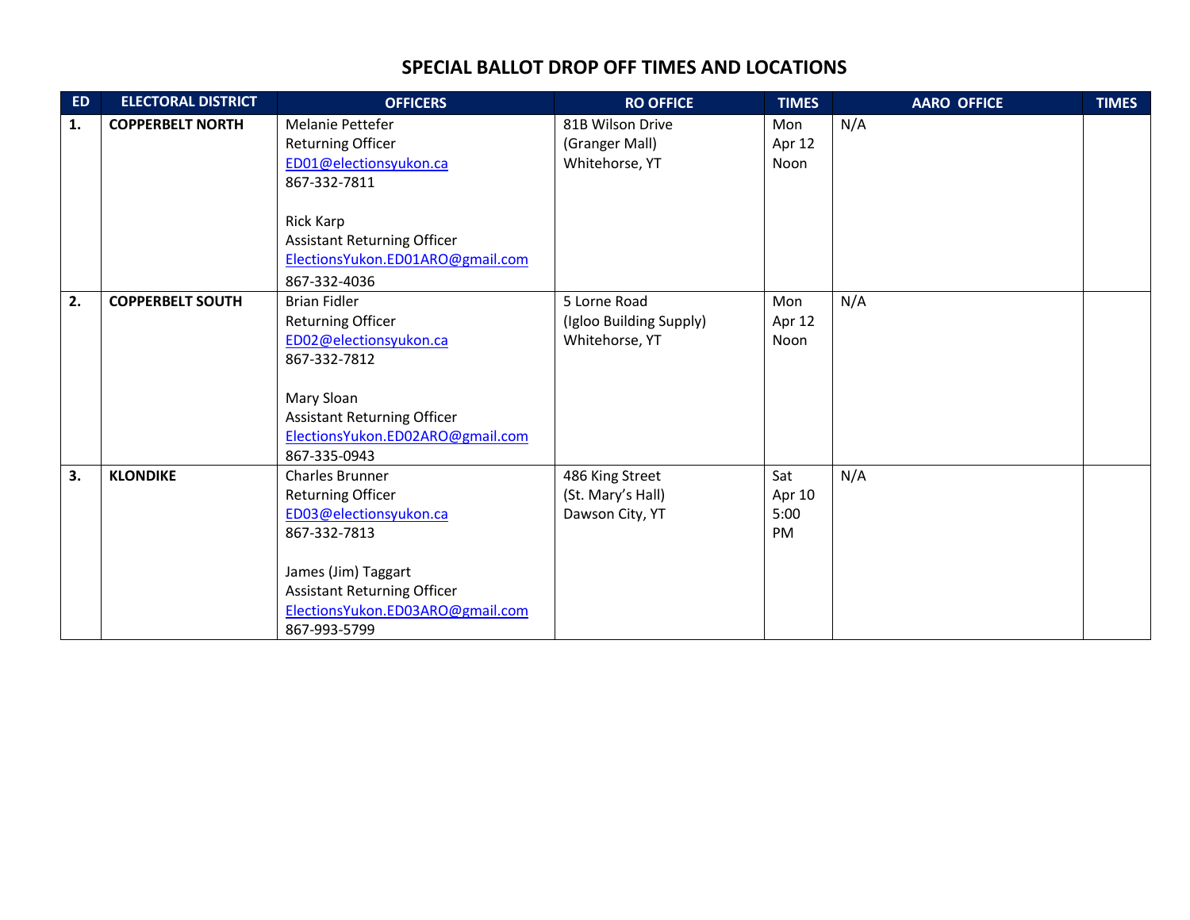# SPECIAL BALLOT DROP OFF TIMES AND LOCATIONS

| ED | ELECTORAL DISTRICT | OFFICERS | RO OFFICE | TIMES | AARO OFFICE | TIMES |
|---|---|---|---|---|---|---|
| 1. | **COPPERBELT NORTH** | Melanie Pettefer<br>Returning Officer<br>ED01@electionsyukon.ca<br>867-332-7811<br><br>Rick Karp<br>Assistant Returning Officer<br>ElectionsYukon.ED01ARO@gmail.com<br>867-332-4036 | 81B Wilson Drive<br>(Granger Mall)<br>Whitehorse, YT | Mon<br>Apr 12<br>Noon | N/A | |
| 2. | **COPPERBELT SOUTH** | Brian Fidler<br>Returning Officer<br>ED02@electionsyukon.ca<br>867-332-7812<br><br>Mary Sloan<br>Assistant Returning Officer<br>ElectionsYukon.ED02ARO@gmail.com<br>867-335-0943 | 5 Lorne Road<br>(Igloo Building Supply)<br>Whitehorse, YT | Mon<br>Apr 12<br>Noon | N/A | |
| 3. | **KLONDIKE** | Charles Brunner<br>Returning Officer<br>ED03@electionsyukon.ca<br>867-332-7813<br><br>James (Jim) Taggart<br>Assistant Returning Officer<br>ElectionsYukon.ED03ARO@gmail.com<br>867-993-5799 | 486 King Street<br>(St. Mary's Hall)<br>Dawson City, YT | Sat<br>Apr 10<br>5:00<br>PM | N/A | |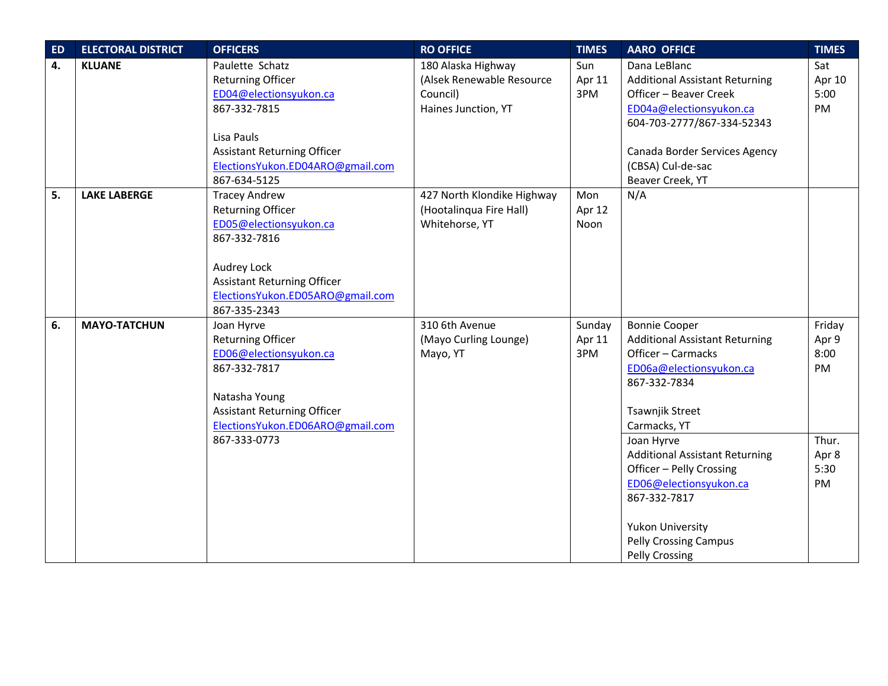| ED | ELECTORAL DISTRICT | OFFICERS | RO OFFICE | TIMES | AARO OFFICE | TIMES |
|---|---|---|---|---|---|---|
| **4.** | **KLUANE** | Paulette Schatz<br>Returning Officer<br>ED04@electionsyukon.ca<br>867-332-7815<br><br>Lisa Pauls<br>Assistant Returning Officer<br>ElectionsYukon.ED04ARO@gmail.com<br>867-634-5125 | 180 Alaska Highway<br>(Alsek Renewable Resource Council)<br>Haines Junction, YT | Sun<br>Apr 11<br>3PM | Dana LeBlanc<br>Additional Assistant Returning Officer – Beaver Creek<br>ED04a@electionsyukon.ca<br>604-703-2777/867-334-52343<br><br>Canada Border Services Agency (CBSA) Cul-de-sac<br>Beaver Creek, YT | Sat<br>Apr 10<br>5:00 PM |
| **5.** | **LAKE LABERGE** | Tracey Andrew<br>Returning Officer<br>ED05@electionsyukon.ca<br>867-332-7816<br><br>Audrey Lock<br>Assistant Returning Officer<br>ElectionsYukon.ED05ARO@gmail.com<br>867-335-2343 | 427 North Klondike Highway<br>(Hootalinqua Fire Hall)<br>Whitehorse, YT | Mon<br>Apr 12<br>Noon | N/A | |
| **6.** | **MAYO-TATCHUN** | Joan Hyrve<br>Returning Officer<br>ED06@electionsyukon.ca<br>867-332-7817<br><br>Natasha Young<br>Assistant Returning Officer<br>ElectionsYukon.ED06ARO@gmail.com<br>867-333-0773 | 310 6th Avenue<br>(Mayo Curling Lounge)<br>Mayo, YT | Sunday<br>Apr 11<br>3PM | Bonnie Cooper<br>Additional Assistant Returning Officer – Carmacks<br>ED06a@electionsyukon.ca<br>867-332-7834<br><br>Tsawnjik Street<br>Carmacks, YT | Friday<br>Apr 9<br>8:00 PM |
| | | | | | Joan Hyrve<br>Additional Assistant Returning Officer – Pelly Crossing<br>ED06@electionsyukon.ca<br>867-332-7817<br><br>Yukon University<br>Pelly Crossing Campus<br>Pelly Crossing | Thur.<br>Apr 8<br>5:30 PM |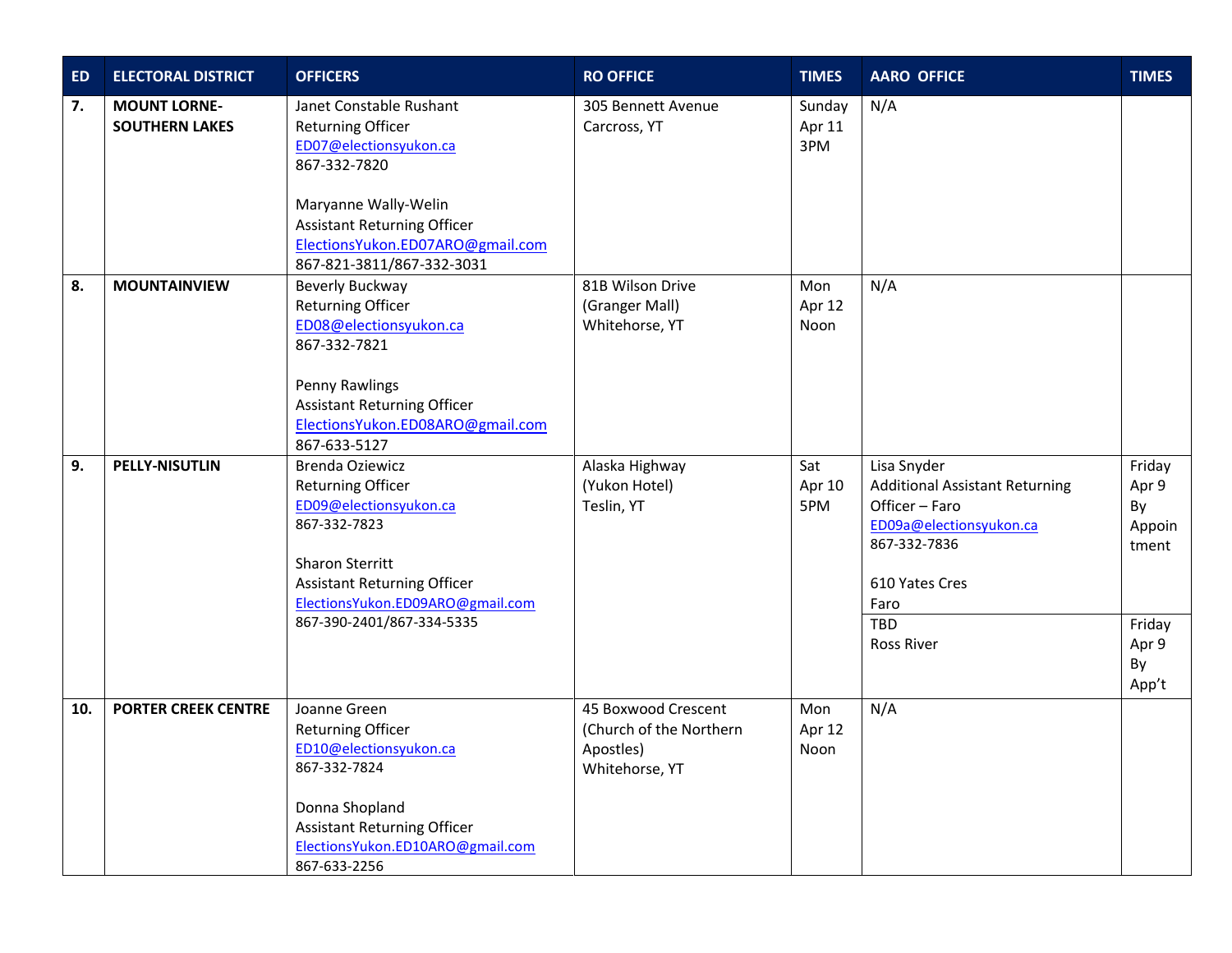| ED | ELECTORAL DISTRICT | OFFICERS | RO OFFICE | TIMES | AARO OFFICE | TIMES |
|---|---|---|---|---|---|---|
| 7. | **MOUNT LORNE-SOUTHERN LAKES** | Janet Constable Rushant<br>Returning Officer<br>ED07@electionsyukon.ca<br>867-332-7820<br><br>Maryanne Wally-Welin<br>Assistant Returning Officer<br>ElectionsYukon.ED07ARO@gmail.com<br>867-821-3811/867-332-3031 | 305 Bennett Avenue<br>Carcross, YT | Sunday<br>Apr 11<br>3PM | N/A | |
| 8. | **MOUNTAINVIEW** | Beverly Buckway<br>Returning Officer<br>ED08@electionsyukon.ca<br>867-332-7821<br><br>Penny Rawlings<br>Assistant Returning Officer<br>ElectionsYukon.ED08ARO@gmail.com<br>867-633-5127 | 81B Wilson Drive<br>(Granger Mall)<br>Whitehorse, YT | Mon<br>Apr 12<br>Noon | N/A | |
| 9. | **PELLY-NISUTLIN** | Brenda Oziewicz<br>Returning Officer<br>ED09@electionsyukon.ca<br>867-332-7823<br><br>Sharon Sterritt<br>Assistant Returning Officer<br>ElectionsYukon.ED09ARO@gmail.com<br>867-390-2401/867-334-5335 | Alaska Highway<br>(Yukon Hotel)<br>Teslin, YT | Sat<br>Apr 10<br>5PM | Lisa Snyder<br>Additional Assistant Returning Officer – Faro<br>ED09a@electionsyukon.ca<br>867-332-7836<br><br>610 Yates Cres<br>Faro | Friday<br>Apr 9<br>By<br>Appointment |
| | | | | | TBD<br>Ross River | Friday<br>Apr 9<br>By<br>App't |
| 10. | **PORTER CREEK CENTRE** | Joanne Green<br>Returning Officer<br>ED10@electionsyukon.ca<br>867-332-7824<br><br>Donna Shopland<br>Assistant Returning Officer<br>ElectionsYukon.ED10ARO@gmail.com<br>867-633-2256 | 45 Boxwood Crescent<br>(Church of the Northern Apostles)<br>Whitehorse, YT | Mon<br>Apr 12<br>Noon | N/A | |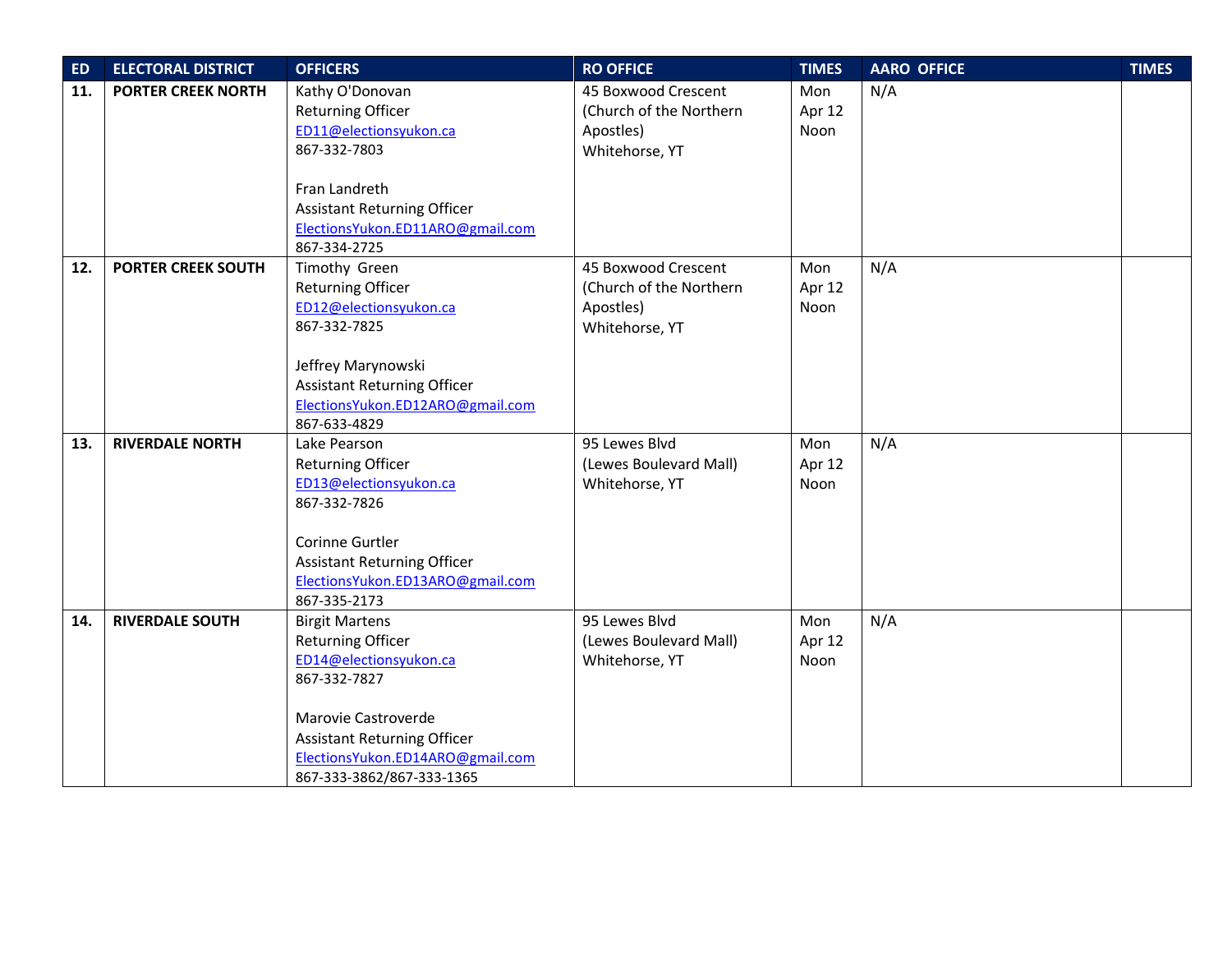| ED | ELECTORAL DISTRICT | OFFICERS | RO OFFICE | TIMES | AARO OFFICE | TIMES |
|---|---|---|---|---|---|---|
| **11.** | **PORTER CREEK NORTH** | Kathy O'Donovan<br>Returning Officer<br>ED11@electionsyukon.ca<br>867-332-7803<br><br>Fran Landreth<br>Assistant Returning Officer<br>ElectionsYukon.ED11ARO@gmail.com<br>867-334-2725 | 45 Boxwood Crescent<br>(Church of the Northern Apostles)<br>Whitehorse, YT | Mon<br>Apr 12<br>Noon | N/A | |
| **12.** | **PORTER CREEK SOUTH** | Timothy Green<br>Returning Officer<br>ED12@electionsyukon.ca<br>867-332-7825<br><br>Jeffrey Marynowski<br>Assistant Returning Officer<br>ElectionsYukon.ED12ARO@gmail.com<br>867-633-4829 | 45 Boxwood Crescent<br>(Church of the Northern Apostles)<br>Whitehorse, YT | Mon<br>Apr 12<br>Noon | N/A | |
| **13.** | **RIVERDALE NORTH** | Lake Pearson<br>Returning Officer<br>ED13@electionsyukon.ca<br>867-332-7826<br><br>Corinne Gurtler<br>Assistant Returning Officer<br>ElectionsYukon.ED13ARO@gmail.com<br>867-335-2173 | 95 Lewes Blvd<br>(Lewes Boulevard Mall)<br>Whitehorse, YT | Mon<br>Apr 12<br>Noon | N/A | |
| **14.** | **RIVERDALE SOUTH** | Birgit Martens<br>Returning Officer<br>ED14@electionsyukon.ca<br>867-332-7827<br><br>Marovie Castroverde<br>Assistant Returning Officer<br>ElectionsYukon.ED14ARO@gmail.com<br>867-333-3862/867-333-1365 | 95 Lewes Blvd<br>(Lewes Boulevard Mall)<br>Whitehorse, YT | Mon<br>Apr 12<br>Noon | N/A | |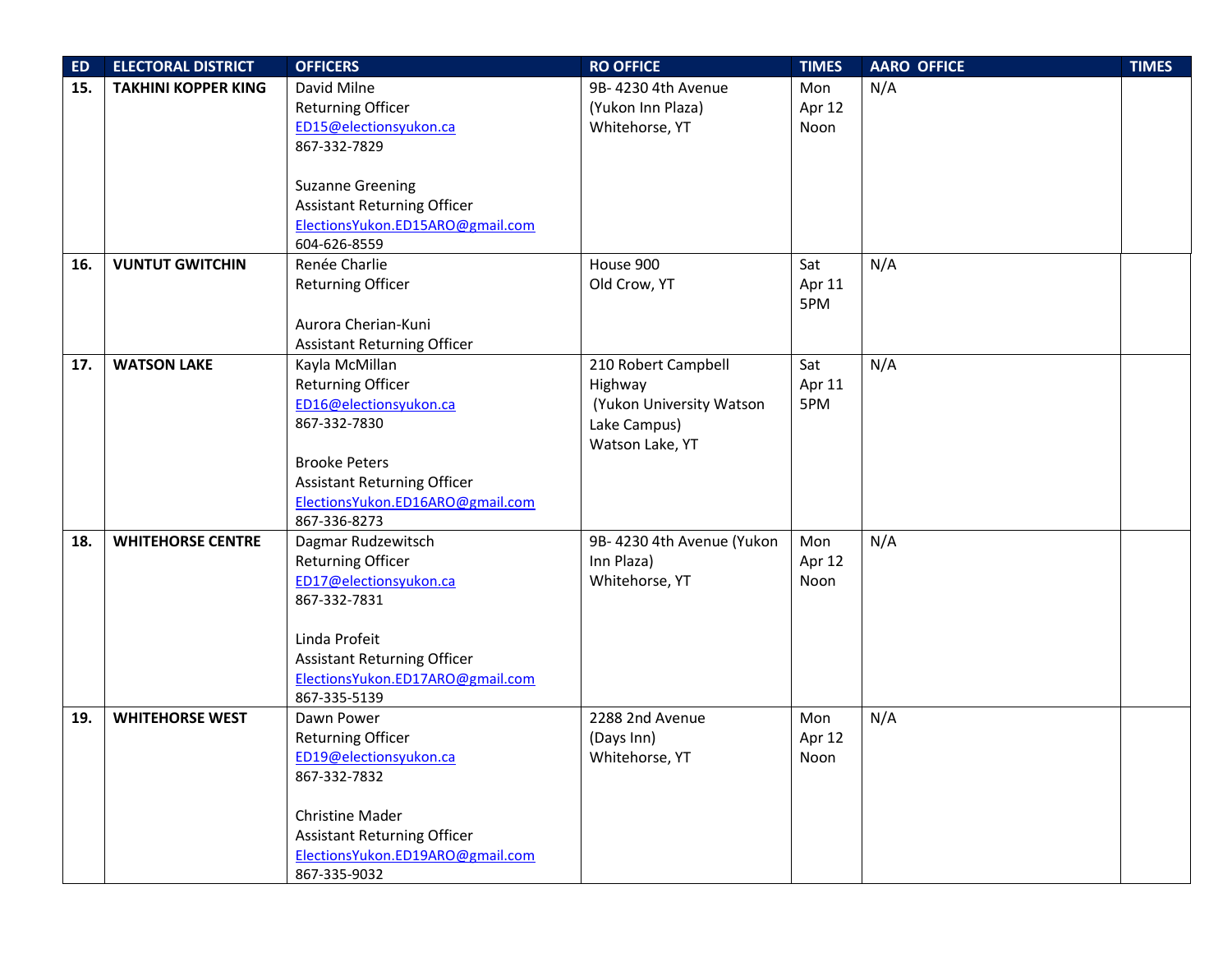| ED | ELECTORAL DISTRICT | OFFICERS | RO OFFICE | TIMES | AARO OFFICE | TIMES |
|---|---|---|---|---|---|---|
| 15. | **TAKHINI KOPPER KING** | David Milne<br>Returning Officer<br>ED15@electionsyukon.ca<br>867-332-7829<br><br>Suzanne Greening<br>Assistant Returning Officer<br>ElectionsYukon.ED15ARO@gmail.com<br>604-626-8559 | 9B- 4230 4th Avenue<br>(Yukon Inn Plaza)<br>Whitehorse, YT | Mon<br>Apr 12<br>Noon | N/A | |
| 16. | **VUNTUT GWITCHIN** | Renée Charlie<br>Returning Officer<br><br>Aurora Cherian-Kuni<br>Assistant Returning Officer | House 900<br>Old Crow, YT | Sat<br>Apr 11<br>5PM | N/A | |
| 17. | **WATSON LAKE** | Kayla McMillan<br>Returning Officer<br>ED16@electionsyukon.ca<br>867-332-7830<br><br>Brooke Peters<br>Assistant Returning Officer<br>ElectionsYukon.ED16ARO@gmail.com<br>867-336-8273 | 210 Robert Campbell Highway<br>(Yukon University Watson Lake Campus)<br>Watson Lake, YT | Sat<br>Apr 11<br>5PM | N/A | |
| 18. | **WHITEHORSE CENTRE** | Dagmar Rudzewitsch<br>Returning Officer<br>ED17@electionsyukon.ca<br>867-332-7831<br><br>Linda Profeit<br>Assistant Returning Officer<br>ElectionsYukon.ED17ARO@gmail.com<br>867-335-5139 | 9B- 4230 4th Avenue (Yukon Inn Plaza)<br>Whitehorse, YT | Mon<br>Apr 12<br>Noon | N/A | |
| 19. | **WHITEHORSE WEST** | Dawn Power<br>Returning Officer<br>ED19@electionsyukon.ca<br>867-332-7832<br><br>Christine Mader<br>Assistant Returning Officer<br>ElectionsYukon.ED19ARO@gmail.com<br>867-335-9032 | 2288 2nd Avenue<br>(Days Inn)<br>Whitehorse, YT | Mon<br>Apr 12<br>Noon | N/A | |